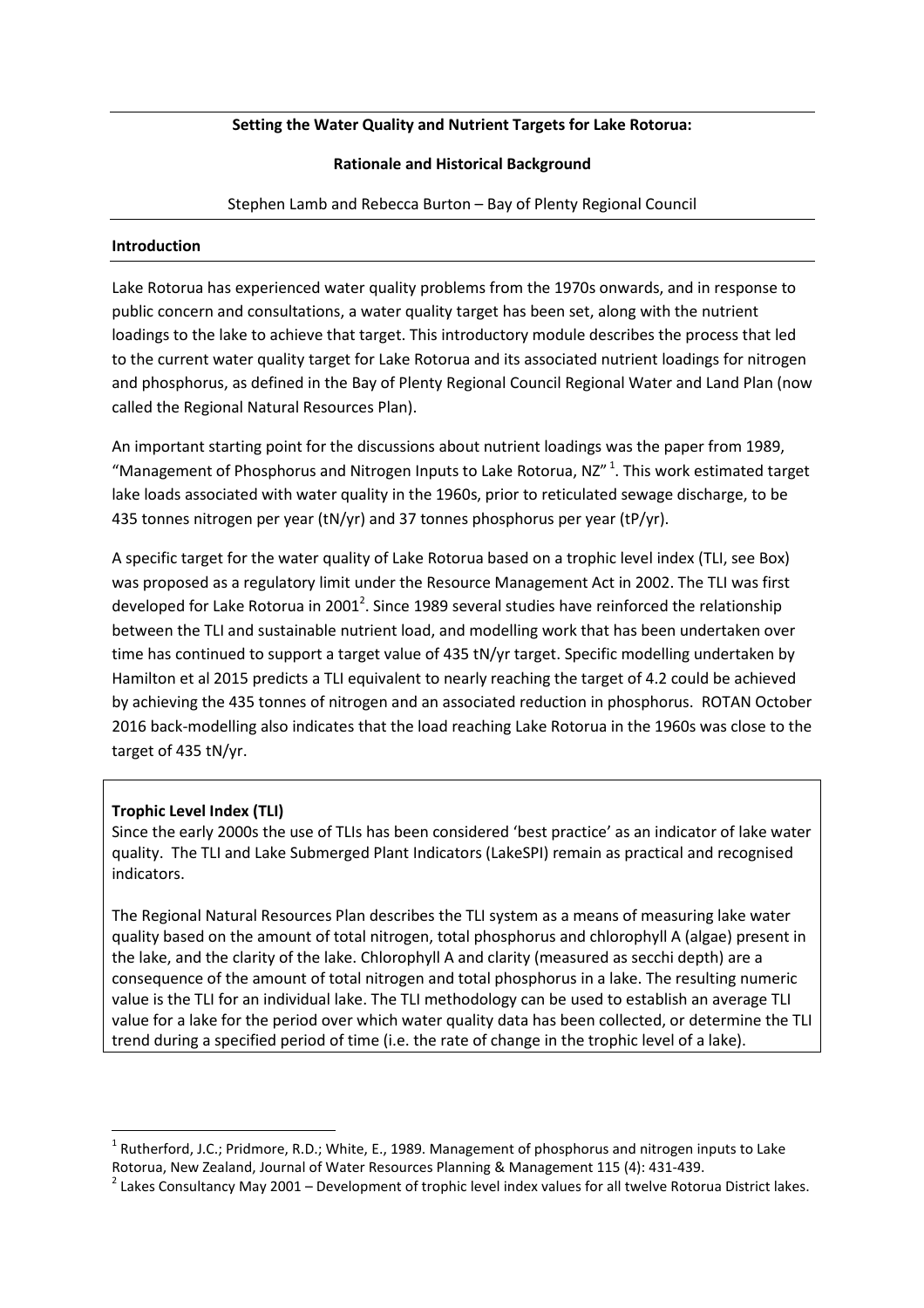**Setting the Water Quality and Nutrient Targets for Lake Rotorua:**

**Rationale and Historical Background**

Stephen Lamb and Rebecca Burton – Bay of Plenty Regional Council

## Introduction

Lake Rotorua has experienced water quality problems from the 1970s onwards, and in response to public concern and consultations, a water quality target has been set, along with the nutrient loadings to the lake to achieve that target. This introductory module describes the process that led to the current water quality target for Lake Rotorua and its associated nutrient loadings for nitrogen and phosphorus, as defined in the Bay of Plenty Regional Council Regional Water and Land Plan (now called the Regional Natural Resources Plan).

An important starting point for the discussions about nutrient loadings was the paper from 1989, "Management of Phosphorus and Nitrogen Inputs to Lake Rotorua, NZ" [1]. This work estimated target lake loads associated with water quality in the 1960s, prior to reticulated sewage discharge, to be 435 tonnes nitrogen per year (tN/yr) and 37 tonnes phosphorus per year (tP/yr).

A specific target for the water quality of Lake Rotorua based on a trophic level index (TLI, see Box) was proposed as a regulatory limit under the Resource Management Act in 2002. The TLI was first developed for Lake Rotorua in 2001[2]. Since 1989 several studies have reinforced the relationship between the TLI and sustainable nutrient load, and modelling work that has been undertaken over time has continued to support a target value of 435 tN/yr target. Specific modelling undertaken by Hamilton et al 2015 predicts a TLI equivalent to nearly reaching the target of 4.2 could be achieved by achieving the 435 tonnes of nitrogen and an associated reduction in phosphorus. ROTAN October 2016 back-modelling also indicates that the load reaching Lake Rotorua in the 1960s was close to the target of 435 tN/yr.

**Trophic Level Index (TLI)**

Since the early 2000s the use of TLIs has been considered 'best practice' as an indicator of lake water quality. The TLI and Lake Submerged Plant Indicators (LakeSPI) remain as practical and recognised indicators.

The Regional Natural Resources Plan describes the TLI system as a means of measuring lake water quality based on the amount of total nitrogen, total phosphorus and chlorophyll A (algae) present in the lake, and the clarity of the lake. Chlorophyll A and clarity (measured as secchi depth) are a consequence of the amount of total nitrogen and total phosphorus in a lake. The resulting numeric value is the TLI for an individual lake. The TLI methodology can be used to establish an average TLI value for a lake for the period over which water quality data has been collected, or determine the TLI trend during a specified period of time (i.e. the rate of change in the trophic level of a lake).

[1] Rutherford, J.C.; Pridmore, R.D.; White, E., 1989. Management of phosphorus and nitrogen inputs to Lake Rotorua, New Zealand, Journal of Water Resources Planning & Management 115 (4): 431-439.

[2] Lakes Consultancy May 2001 – Development of trophic level index values for all twelve Rotorua District lakes.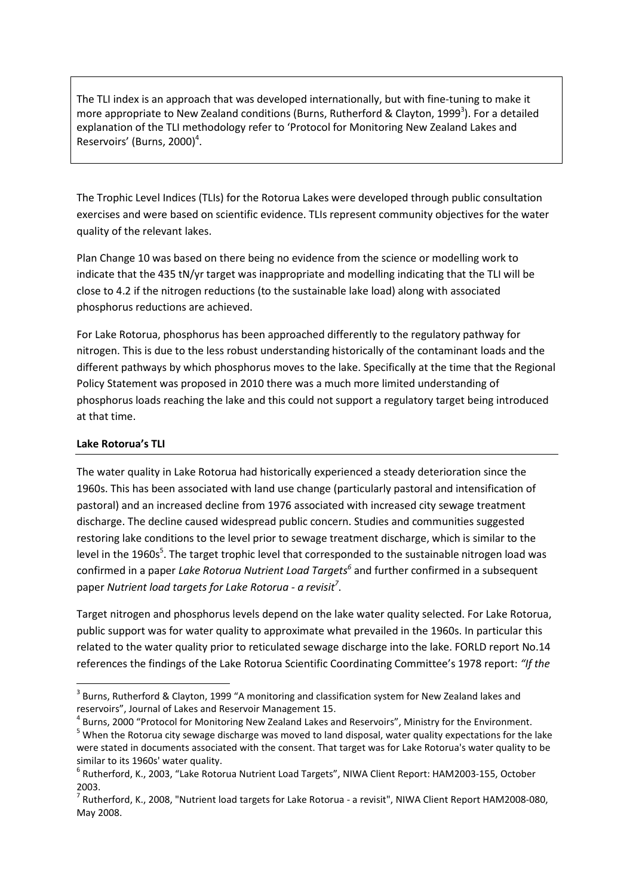The TLI index is an approach that was developed internationally, but with fine-tuning to make it more appropriate to New Zealand conditions (Burns, Rutherford & Clayton, 1999[3]). For a detailed explanation of the TLI methodology refer to 'Protocol for Monitoring New Zealand Lakes and Reservoirs' (Burns, 2000)[4].

The Trophic Level Indices (TLIs) for the Rotorua Lakes were developed through public consultation exercises and were based on scientific evidence. TLIs represent community objectives for the water quality of the relevant lakes.

Plan Change 10 was based on there being no evidence from the science or modelling work to indicate that the 435 tN/yr target was inappropriate and modelling indicating that the TLI will be close to 4.2 if the nitrogen reductions (to the sustainable lake load) along with associated phosphorus reductions are achieved.

For Lake Rotorua, phosphorus has been approached differently to the regulatory pathway for nitrogen. This is due to the less robust understanding historically of the contaminant loads and the different pathways by which phosphorus moves to the lake. Specifically at the time that the Regional Policy Statement was proposed in 2010 there was a much more limited understanding of phosphorus loads reaching the lake and this could not support a regulatory target being introduced at that time.

**Lake Rotorua's TLI**

The water quality in Lake Rotorua had historically experienced a steady deterioration since the 1960s. This has been associated with land use change (particularly pastoral and intensification of pastoral) and an increased decline from 1976 associated with increased city sewage treatment discharge. The decline caused widespread public concern. Studies and communities suggested restoring lake conditions to the level prior to sewage treatment discharge, which is similar to the level in the 1960s[5]. The target trophic level that corresponded to the sustainable nitrogen load was confirmed in a paper *Lake Rotorua Nutrient Load Targets*[6] and further confirmed in a subsequent paper *Nutrient load targets for Lake Rotorua - a revisit*[7].

Target nitrogen and phosphorus levels depend on the lake water quality selected. For Lake Rotorua, public support was for water quality to approximate what prevailed in the 1960s. In particular this related to the water quality prior to reticulated sewage discharge into the lake. FORLD report No.14 references the findings of the Lake Rotorua Scientific Coordinating Committee's 1978 report: *"If the*

---

[3] Burns, Rutherford & Clayton, 1999 "A monitoring and classification system for New Zealand lakes and reservoirs", Journal of Lakes and Reservoir Management 15.

[4] Burns, 2000 "Protocol for Monitoring New Zealand Lakes and Reservoirs", Ministry for the Environment.

[5] When the Rotorua city sewage discharge was moved to land disposal, water quality expectations for the lake were stated in documents associated with the consent. That target was for Lake Rotorua's water quality to be similar to its 1960s' water quality.

[6] Rutherford, K., 2003, "Lake Rotorua Nutrient Load Targets", NIWA Client Report: HAM2003-155, October 2003.

[7] Rutherford, K., 2008, "Nutrient load targets for Lake Rotorua - a revisit", NIWA Client Report HAM2008-080, May 2008.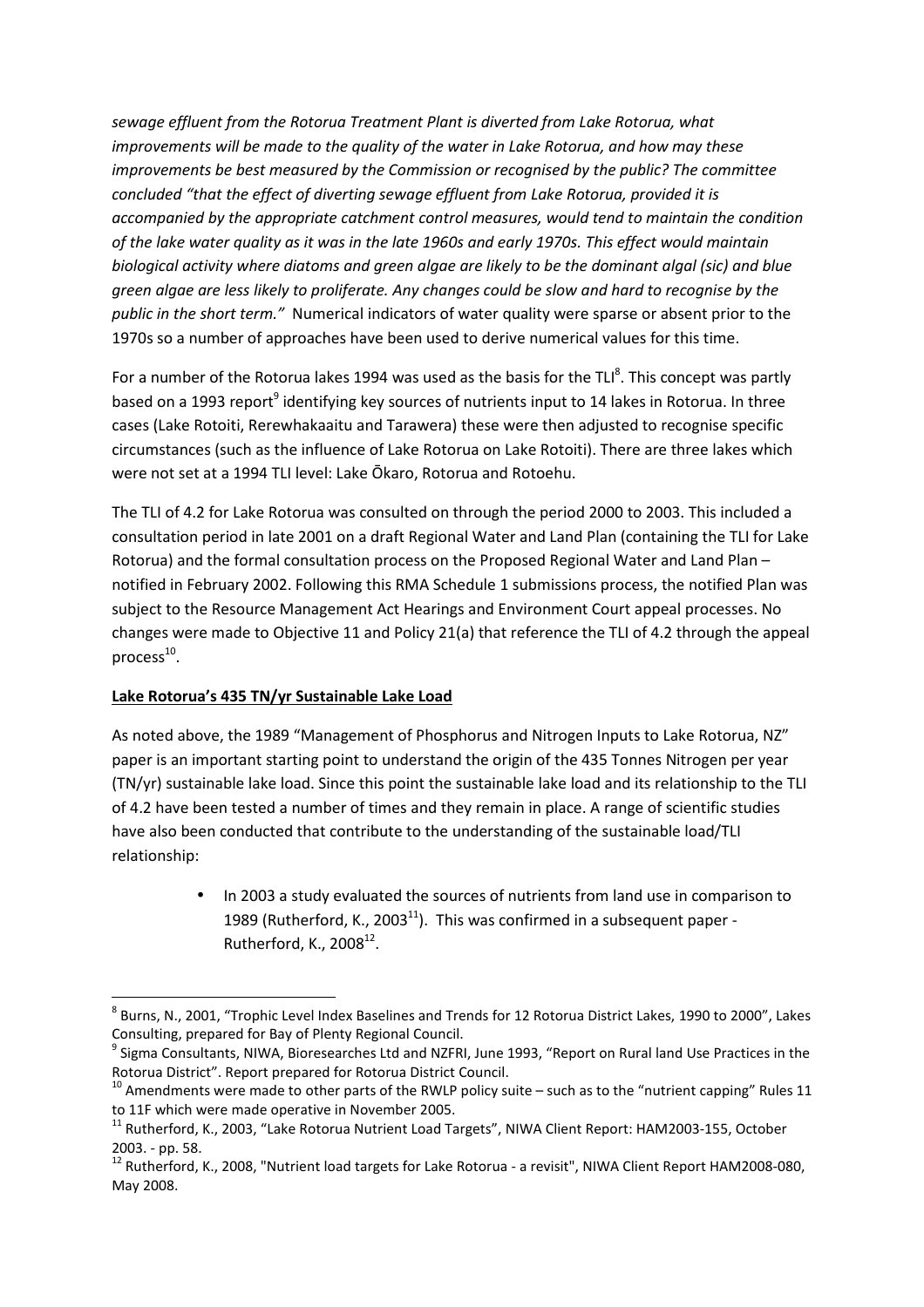*sewage effluent from the Rotorua Treatment Plant is diverted from Lake Rotorua, what improvements will be made to the quality of the water in Lake Rotorua, and how may these improvements be best measured by the Commission or recognised by the public? The committee concluded "that the effect of diverting sewage effluent from Lake Rotorua, provided it is accompanied by the appropriate catchment control measures, would tend to maintain the condition of the lake water quality as it was in the late 1960s and early 1970s. This effect would maintain biological activity where diatoms and green algae are likely to be the dominant algal (sic) and blue green algae are less likely to proliferate. Any changes could be slow and hard to recognise by the public in the short term."* Numerical indicators of water quality were sparse or absent prior to the 1970s so a number of approaches have been used to derive numerical values for this time.

For a number of the Rotorua lakes 1994 was used as the basis for the TLI[8]. This concept was partly based on a 1993 report[9] identifying key sources of nutrients input to 14 lakes in Rotorua. In three cases (Lake Rotoiti, Rerewhakaaitu and Tarawera) these were then adjusted to recognise specific circumstances (such as the influence of Lake Rotorua on Lake Rotoiti). There are three lakes which were not set at a 1994 TLI level: Lake Ōkaro, Rotorua and Rotoehu.

The TLI of 4.2 for Lake Rotorua was consulted on through the period 2000 to 2003. This included a consultation period in late 2001 on a draft Regional Water and Land Plan (containing the TLI for Lake Rotorua) and the formal consultation process on the Proposed Regional Water and Land Plan – notified in February 2002. Following this RMA Schedule 1 submissions process, the notified Plan was subject to the Resource Management Act Hearings and Environment Court appeal processes. No changes were made to Objective 11 and Policy 21(a) that reference the TLI of 4.2 through the appeal process[10].

**Lake Rotorua's 435 TN/yr Sustainable Lake Load**

As noted above, the 1989 "Management of Phosphorus and Nitrogen Inputs to Lake Rotorua, NZ" paper is an important starting point to understand the origin of the 435 Tonnes Nitrogen per year (TN/yr) sustainable lake load. Since this point the sustainable lake load and its relationship to the TLI of 4.2 have been tested a number of times and they remain in place. A range of scientific studies have also been conducted that contribute to the understanding of the sustainable load/TLI relationship:

- In 2003 a study evaluated the sources of nutrients from land use in comparison to 1989 (Rutherford, K., 2003[11]). This was confirmed in a subsequent paper - Rutherford, K., 2008[12].

---

[8] Burns, N., 2001, "Trophic Level Index Baselines and Trends for 12 Rotorua District Lakes, 1990 to 2000", Lakes Consulting, prepared for Bay of Plenty Regional Council.

[9] Sigma Consultants, NIWA, Bioresearches Ltd and NZFRI, June 1993, "Report on Rural land Use Practices in the Rotorua District". Report prepared for Rotorua District Council.

[10] Amendments were made to other parts of the RWLP policy suite – such as to the "nutrient capping" Rules 11 to 11F which were made operative in November 2005.

[11] Rutherford, K., 2003, "Lake Rotorua Nutrient Load Targets", NIWA Client Report: HAM2003-155, October 2003. - pp. 58.

[12] Rutherford, K., 2008, "Nutrient load targets for Lake Rotorua - a revisit", NIWA Client Report HAM2008-080, May 2008.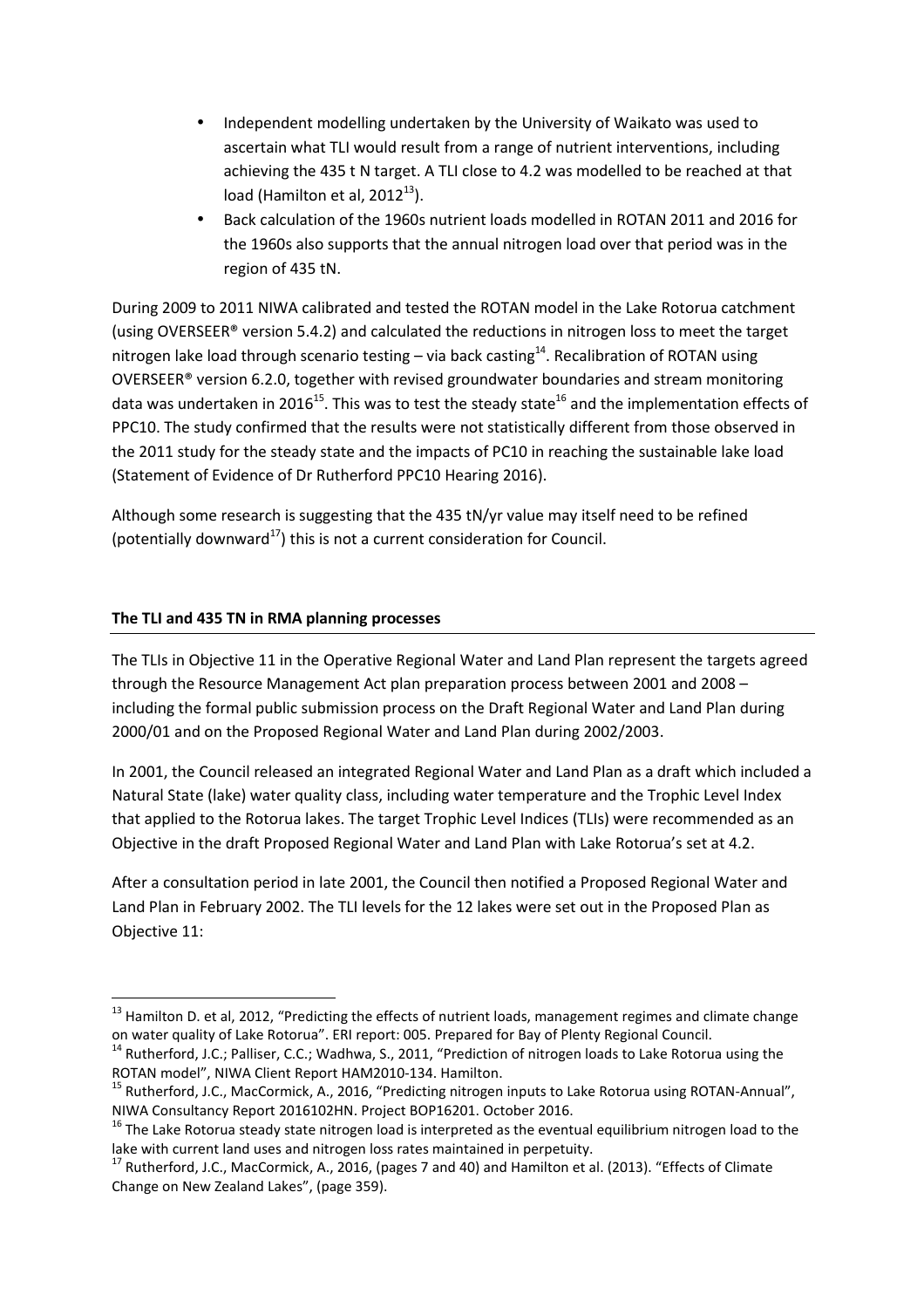- Independent modelling undertaken by the University of Waikato was used to ascertain what TLI would result from a range of nutrient interventions, including achieving the 435 t N target. A TLI close to 4.2 was modelled to be reached at that load (Hamilton et al, 2012[13]).
- Back calculation of the 1960s nutrient loads modelled in ROTAN 2011 and 2016 for the 1960s also supports that the annual nitrogen load over that period was in the region of 435 tN.

During 2009 to 2011 NIWA calibrated and tested the ROTAN model in the Lake Rotorua catchment (using OVERSEER® version 5.4.2) and calculated the reductions in nitrogen loss to meet the target nitrogen lake load through scenario testing – via back casting[14]. Recalibration of ROTAN using OVERSEER® version 6.2.0, together with revised groundwater boundaries and stream monitoring data was undertaken in 2016[15]. This was to test the steady state[16] and the implementation effects of PPC10. The study confirmed that the results were not statistically different from those observed in the 2011 study for the steady state and the impacts of PC10 in reaching the sustainable lake load (Statement of Evidence of Dr Rutherford PPC10 Hearing 2016).

Although some research is suggesting that the 435 tN/yr value may itself need to be refined (potentially downward[17]) this is not a current consideration for Council.

## The TLI and 435 TN in RMA planning processes

The TLIs in Objective 11 in the Operative Regional Water and Land Plan represent the targets agreed through the Resource Management Act plan preparation process between 2001 and 2008 – including the formal public submission process on the Draft Regional Water and Land Plan during 2000/01 and on the Proposed Regional Water and Land Plan during 2002/2003.

In 2001, the Council released an integrated Regional Water and Land Plan as a draft which included a Natural State (lake) water quality class, including water temperature and the Trophic Level Index that applied to the Rotorua lakes. The target Trophic Level Indices (TLIs) were recommended as an Objective in the draft Proposed Regional Water and Land Plan with Lake Rotorua's set at 4.2.

After a consultation period in late 2001, the Council then notified a Proposed Regional Water and Land Plan in February 2002. The TLI levels for the 12 lakes were set out in the Proposed Plan as Objective 11:

---

[13] Hamilton D. et al, 2012, "Predicting the effects of nutrient loads, management regimes and climate change on water quality of Lake Rotorua". ERI report: 005. Prepared for Bay of Plenty Regional Council.

[14] Rutherford, J.C.; Palliser, C.C.; Wadhwa, S., 2011, "Prediction of nitrogen loads to Lake Rotorua using the ROTAN model", NIWA Client Report HAM2010-134. Hamilton.

[15] Rutherford, J.C., MacCormick, A., 2016, "Predicting nitrogen inputs to Lake Rotorua using ROTAN-Annual", NIWA Consultancy Report 2016102HN. Project BOP16201. October 2016.

[16] The Lake Rotorua steady state nitrogen load is interpreted as the eventual equilibrium nitrogen load to the lake with current land uses and nitrogen loss rates maintained in perpetuity.

[17] Rutherford, J.C., MacCormick, A., 2016, (pages 7 and 40) and Hamilton et al. (2013). "Effects of Climate Change on New Zealand Lakes", (page 359).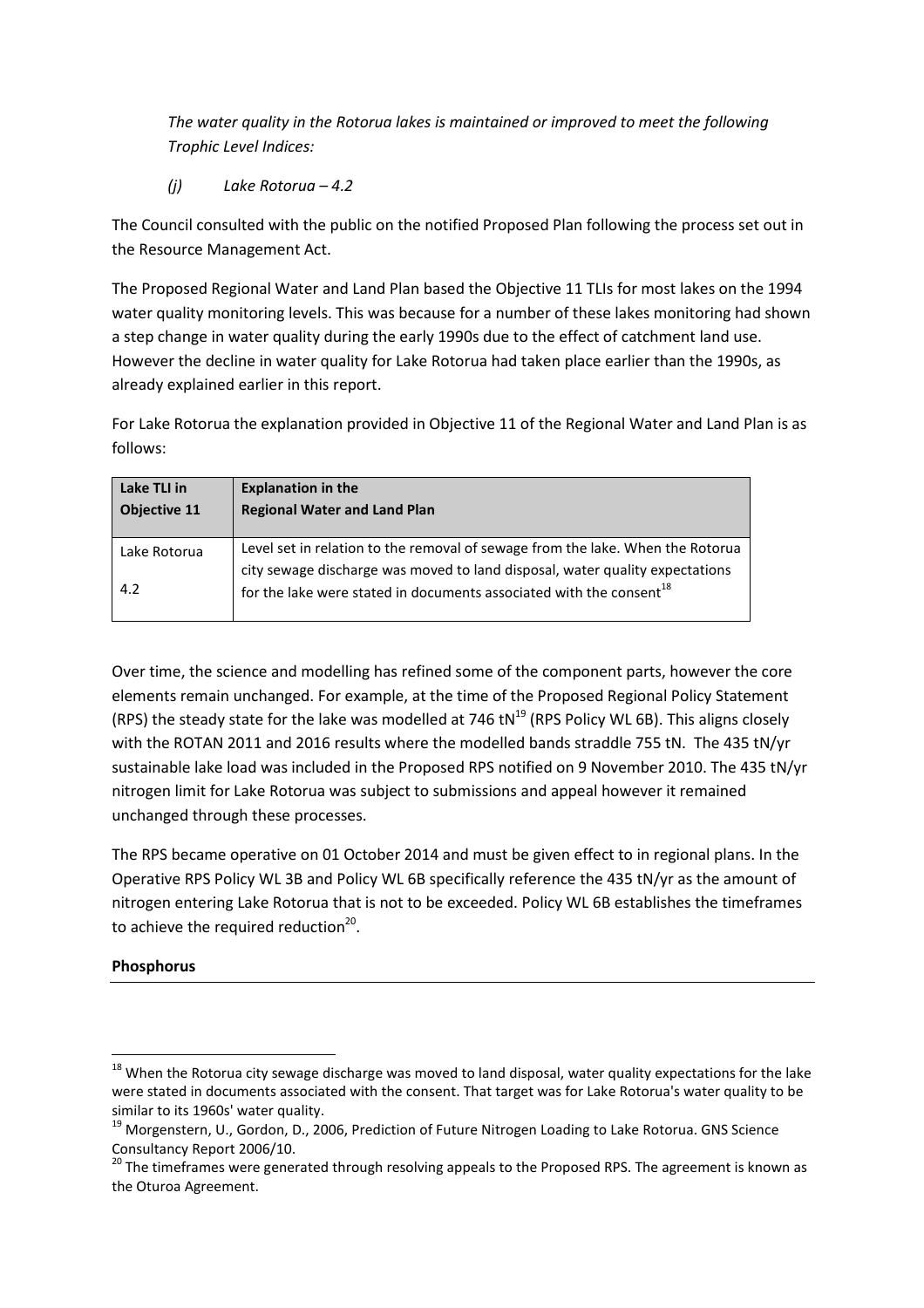*The water quality in the Rotorua lakes is maintained or improved to meet the following Trophic Level Indices:*

*(j) Lake Rotorua – 4.2*

The Council consulted with the public on the notified Proposed Plan following the process set out in the Resource Management Act.

The Proposed Regional Water and Land Plan based the Objective 11 TLIs for most lakes on the 1994 water quality monitoring levels. This was because for a number of these lakes monitoring had shown a step change in water quality during the early 1990s due to the effect of catchment land use. However the decline in water quality for Lake Rotorua had taken place earlier than the 1990s, as already explained earlier in this report.

For Lake Rotorua the explanation provided in Objective 11 of the Regional Water and Land Plan is as follows:

| Lake TLI in Objective 11 | Explanation in the Regional Water and Land Plan |
|---|---|
| Lake Rotorua<br><br>4.2 | Level set in relation to the removal of sewage from the lake. When the Rotorua city sewage discharge was moved to land disposal, water quality expectations for the lake were stated in documents associated with the consent[18] |

Over time, the science and modelling has refined some of the component parts, however the core elements remain unchanged. For example, at the time of the Proposed Regional Policy Statement (RPS) the steady state for the lake was modelled at 746 tN[19] (RPS Policy WL 6B). This aligns closely with the ROTAN 2011 and 2016 results where the modelled bands straddle 755 tN. The 435 tN/yr sustainable lake load was included in the Proposed RPS notified on 9 November 2010. The 435 tN/yr nitrogen limit for Lake Rotorua was subject to submissions and appeal however it remained unchanged through these processes.

The RPS became operative on 01 October 2014 and must be given effect to in regional plans. In the Operative RPS Policy WL 3B and Policy WL 6B specifically reference the 435 tN/yr as the amount of nitrogen entering Lake Rotorua that is not to be exceeded. Policy WL 6B establishes the timeframes to achieve the required reduction[20].

**Phosphorus**

---

[18] When the Rotorua city sewage discharge was moved to land disposal, water quality expectations for the lake were stated in documents associated with the consent. That target was for Lake Rotorua's water quality to be similar to its 1960s' water quality.

[19] Morgenstern, U., Gordon, D., 2006, Prediction of Future Nitrogen Loading to Lake Rotorua. GNS Science Consultancy Report 2006/10.

[20] The timeframes were generated through resolving appeals to the Proposed RPS. The agreement is known as the Oturoa Agreement.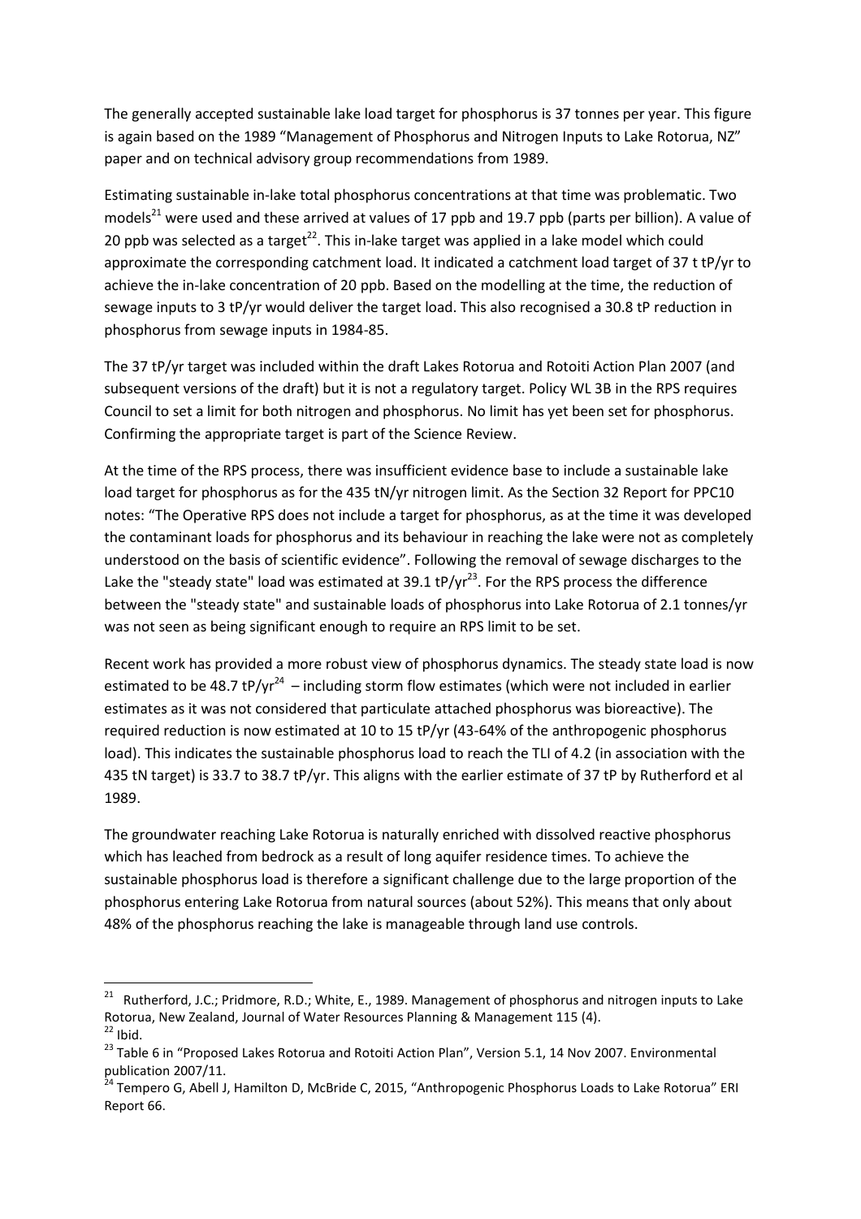The generally accepted sustainable lake load target for phosphorus is 37 tonnes per year. This figure is again based on the 1989 "Management of Phosphorus and Nitrogen Inputs to Lake Rotorua, NZ" paper and on technical advisory group recommendations from 1989.

Estimating sustainable in-lake total phosphorus concentrations at that time was problematic. Two models[21] were used and these arrived at values of 17 ppb and 19.7 ppb (parts per billion). A value of 20 ppb was selected as a target[22]. This in-lake target was applied in a lake model which could approximate the corresponding catchment load. It indicated a catchment load target of 37 t tP/yr to achieve the in-lake concentration of 20 ppb. Based on the modelling at the time, the reduction of sewage inputs to 3 tP/yr would deliver the target load. This also recognised a 30.8 tP reduction in phosphorus from sewage inputs in 1984-85.

The 37 tP/yr target was included within the draft Lakes Rotorua and Rotoiti Action Plan 2007 (and subsequent versions of the draft) but it is not a regulatory target. Policy WL 3B in the RPS requires Council to set a limit for both nitrogen and phosphorus. No limit has yet been set for phosphorus. Confirming the appropriate target is part of the Science Review.

At the time of the RPS process, there was insufficient evidence base to include a sustainable lake load target for phosphorus as for the 435 tN/yr nitrogen limit. As the Section 32 Report for PPC10 notes: "The Operative RPS does not include a target for phosphorus, as at the time it was developed the contaminant loads for phosphorus and its behaviour in reaching the lake were not as completely understood on the basis of scientific evidence". Following the removal of sewage discharges to the Lake the "steady state" load was estimated at 39.1 tP/yr[23]. For the RPS process the difference between the "steady state" and sustainable loads of phosphorus into Lake Rotorua of 2.1 tonnes/yr was not seen as being significant enough to require an RPS limit to be set.

Recent work has provided a more robust view of phosphorus dynamics. The steady state load is now estimated to be 48.7 tP/yr[24] – including storm flow estimates (which were not included in earlier estimates as it was not considered that particulate attached phosphorus was bioreactive). The required reduction is now estimated at 10 to 15 tP/yr (43-64% of the anthropogenic phosphorus load). This indicates the sustainable phosphorus load to reach the TLI of 4.2 (in association with the 435 tN target) is 33.7 to 38.7 tP/yr. This aligns with the earlier estimate of 37 tP by Rutherford et al 1989.

The groundwater reaching Lake Rotorua is naturally enriched with dissolved reactive phosphorus which has leached from bedrock as a result of long aquifer residence times. To achieve the sustainable phosphorus load is therefore a significant challenge due to the large proportion of the phosphorus entering Lake Rotorua from natural sources (about 52%). This means that only about 48% of the phosphorus reaching the lake is manageable through land use controls.

---

[21] Rutherford, J.C.; Pridmore, R.D.; White, E., 1989. Management of phosphorus and nitrogen inputs to Lake Rotorua, New Zealand, Journal of Water Resources Planning & Management 115 (4).

[22] Ibid.

[23] Table 6 in "Proposed Lakes Rotorua and Rotoiti Action Plan", Version 5.1, 14 Nov 2007. Environmental publication 2007/11.

[24] Tempero G, Abell J, Hamilton D, McBride C, 2015, "Anthropogenic Phosphorus Loads to Lake Rotorua" ERI Report 66.